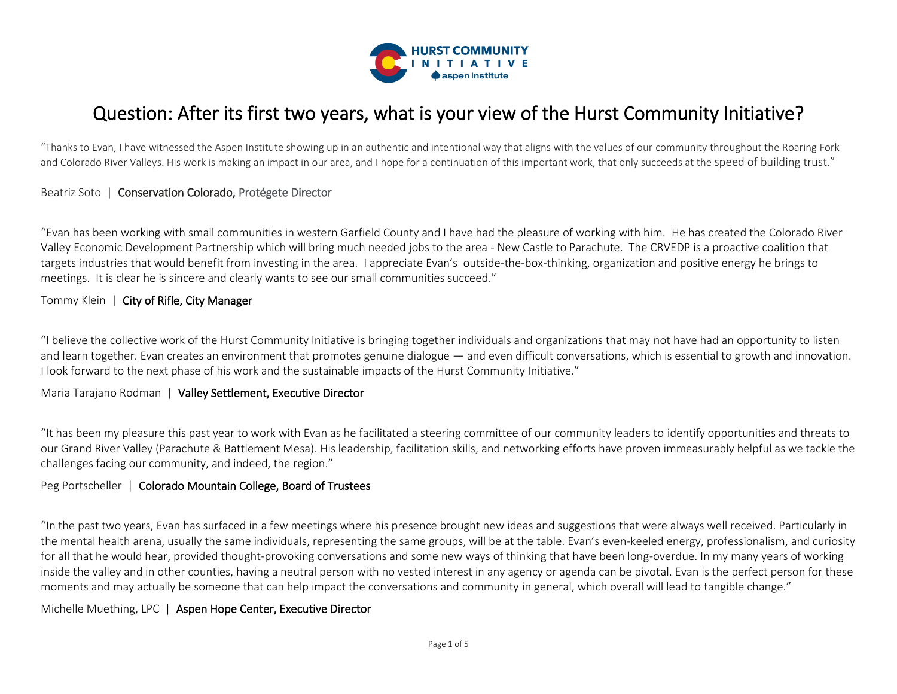HURST COMMUNITY INITIATIVE
aspen institute

# Question: After its first two years, what is your view of the Hurst Community Initiative?

"Thanks to Evan, I have witnessed the Aspen Institute showing up in an authentic and intentional way that aligns with the values of our community throughout the Roaring Fork and Colorado River Valleys. His work is making an impact in our area, and I hope for a continuation of this important work, that only succeeds at the speed of building trust."

Beatriz Soto | Conservation Colorado, Protégete Director

"Evan has been working with small communities in western Garfield County and I have had the pleasure of working with him. He has created the Colorado River Valley Economic Development Partnership which will bring much needed jobs to the area - New Castle to Parachute. The CRVEDP is a proactive coalition that targets industries that would benefit from investing in the area. I appreciate Evan's outside-the-box-thinking, organization and positive energy he brings to meetings. It is clear he is sincere and clearly wants to see our small communities succeed."

Tommy Klein | City of Rifle, City Manager

"I believe the collective work of the Hurst Community Initiative is bringing together individuals and organizations that may not have had an opportunity to listen and learn together. Evan creates an environment that promotes genuine dialogue — and even difficult conversations, which is essential to growth and innovation. I look forward to the next phase of his work and the sustainable impacts of the Hurst Community Initiative."

Maria Tarajano Rodman | Valley Settlement, Executive Director

"It has been my pleasure this past year to work with Evan as he facilitated a steering committee of our community leaders to identify opportunities and threats to our Grand River Valley (Parachute & Battlement Mesa). His leadership, facilitation skills, and networking efforts have proven immeasurably helpful as we tackle the challenges facing our community, and indeed, the region."

Peg Portscheller | Colorado Mountain College, Board of Trustees

"In the past two years, Evan has surfaced in a few meetings where his presence brought new ideas and suggestions that were always well received. Particularly in the mental health arena, usually the same individuals, representing the same groups, will be at the table. Evan's even-keeled energy, professionalism, and curiosity for all that he would hear, provided thought-provoking conversations and some new ways of thinking that have been long-overdue. In my many years of working inside the valley and in other counties, having a neutral person with no vested interest in any agency or agenda can be pivotal. Evan is the perfect person for these moments and may actually be someone that can help impact the conversations and community in general, which overall will lead to tangible change."

Michelle Muething, LPC | Aspen Hope Center, Executive Director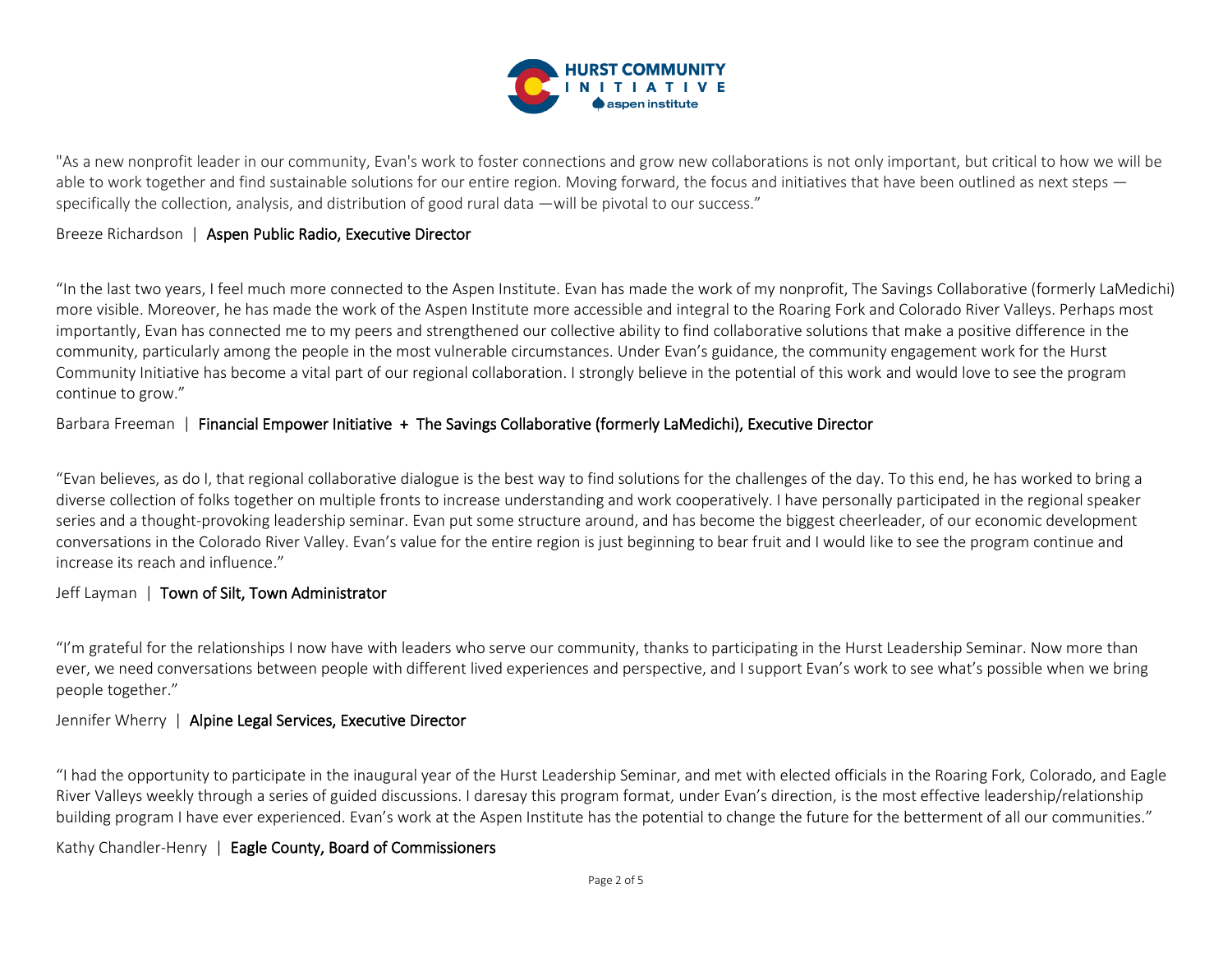"As a new nonprofit leader in our community, Evan's work to foster connections and grow new collaborations is not only important, but critical to how we will be able to work together and find sustainable solutions for our entire region. Moving forward, the focus and initiatives that have been outlined as next steps — specifically the collection, analysis, and distribution of good rural data —will be pivotal to our success."

Breeze Richardson | **Aspen Public Radio, Executive Director**

"In the last two years, I feel much more connected to the Aspen Institute. Evan has made the work of my nonprofit, The Savings Collaborative (formerly LaMedichi) more visible. Moreover, he has made the work of the Aspen Institute more accessible and integral to the Roaring Fork and Colorado River Valleys. Perhaps most importantly, Evan has connected me to my peers and strengthened our collective ability to find collaborative solutions that make a positive difference in the community, particularly among the people in the most vulnerable circumstances. Under Evan's guidance, the community engagement work for the Hurst Community Initiative has become a vital part of our regional collaboration. I strongly believe in the potential of this work and would love to see the program continue to grow."

Barbara Freeman | **Financial Empower Initiative + The Savings Collaborative (formerly LaMedichi), Executive Director**

"Evan believes, as do I, that regional collaborative dialogue is the best way to find solutions for the challenges of the day. To this end, he has worked to bring a diverse collection of folks together on multiple fronts to increase understanding and work cooperatively. I have personally participated in the regional speaker series and a thought-provoking leadership seminar. Evan put some structure around, and has become the biggest cheerleader, of our economic development conversations in the Colorado River Valley. Evan's value for the entire region is just beginning to bear fruit and I would like to see the program continue and increase its reach and influence."

Jeff Layman | **Town of Silt, Town Administrator**

"I'm grateful for the relationships I now have with leaders who serve our community, thanks to participating in the Hurst Leadership Seminar. Now more than ever, we need conversations between people with different lived experiences and perspective, and I support Evan's work to see what's possible when we bring people together."

Jennifer Wherry | **Alpine Legal Services, Executive Director**

"I had the opportunity to participate in the inaugural year of the Hurst Leadership Seminar, and met with elected officials in the Roaring Fork, Colorado, and Eagle River Valleys weekly through a series of guided discussions. I daresay this program format, under Evan's direction, is the most effective leadership/relationship building program I have ever experienced. Evan's work at the Aspen Institute has the potential to change the future for the betterment of all our communities."

Kathy Chandler-Henry | **Eagle County, Board of Commissioners**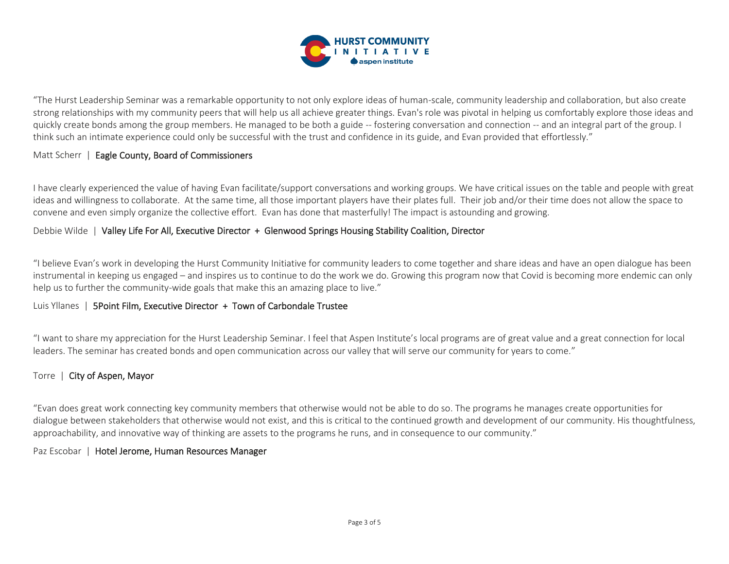**HURST COMMUNITY INITIATIVE**
aspen institute

"The Hurst Leadership Seminar was a remarkable opportunity to not only explore ideas of human-scale, community leadership and collaboration, but also create strong relationships with my community peers that will help us all achieve greater things. Evan's role was pivotal in helping us comfortably explore those ideas and quickly create bonds among the group members. He managed to be both a guide -- fostering conversation and connection -- and an integral part of the group. I think such an intimate experience could only be successful with the trust and confidence in its guide, and Evan provided that effortlessly."

Matt Scherr | Eagle County, Board of Commissioners

I have clearly experienced the value of having Evan facilitate/support conversations and working groups. We have critical issues on the table and people with great ideas and willingness to collaborate. At the same time, all those important players have their plates full. Their job and/or their time does not allow the space to convene and even simply organize the collective effort. Evan has done that masterfully! The impact is astounding and growing.

Debbie Wilde | Valley Life For All, Executive Director + Glenwood Springs Housing Stability Coalition, Director

"I believe Evan's work in developing the Hurst Community Initiative for community leaders to come together and share ideas and have an open dialogue has been instrumental in keeping us engaged – and inspires us to continue to do the work we do. Growing this program now that Covid is becoming more endemic can only help us to further the community-wide goals that make this an amazing place to live."

Luis Yllanes | 5Point Film, Executive Director + Town of Carbondale Trustee

"I want to share my appreciation for the Hurst Leadership Seminar. I feel that Aspen Institute's local programs are of great value and a great connection for local leaders. The seminar has created bonds and open communication across our valley that will serve our community for years to come."

Torre | City of Aspen, Mayor

"Evan does great work connecting key community members that otherwise would not be able to do so. The programs he manages create opportunities for dialogue between stakeholders that otherwise would not exist, and this is critical to the continued growth and development of our community. His thoughtfulness, approachability, and innovative way of thinking are assets to the programs he runs, and in consequence to our community."

Paz Escobar | Hotel Jerome, Human Resources Manager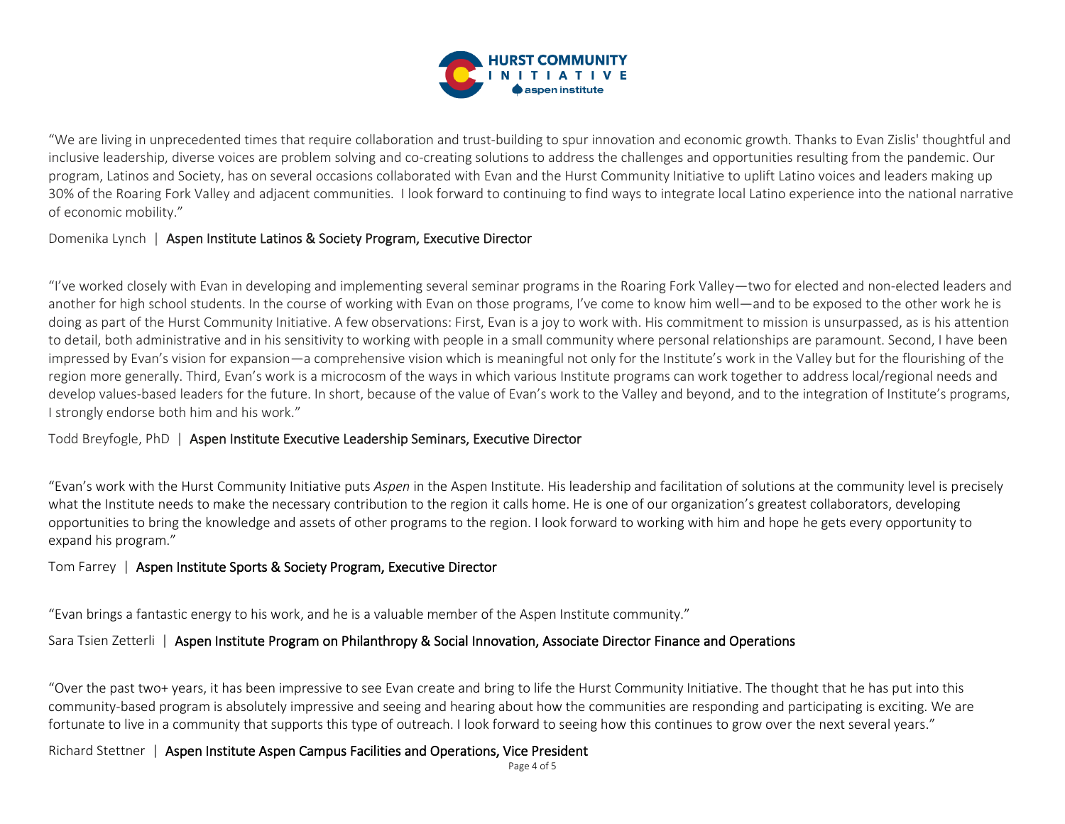“We are living in unprecedented times that require collaboration and trust-building to spur innovation and economic growth. Thanks to Evan Zislis' thoughtful and inclusive leadership, diverse voices are problem solving and co-creating solutions to address the challenges and opportunities resulting from the pandemic. Our program, Latinos and Society, has on several occasions collaborated with Evan and the Hurst Community Initiative to uplift Latino voices and leaders making up 30% of the Roaring Fork Valley and adjacent communities. I look forward to continuing to find ways to integrate local Latino experience into the national narrative of economic mobility.”

Domenika Lynch | Aspen Institute Latinos & Society Program, Executive Director

“I’ve worked closely with Evan in developing and implementing several seminar programs in the Roaring Fork Valley—two for elected and non-elected leaders and another for high school students. In the course of working with Evan on those programs, I’ve come to know him well—and to be exposed to the other work he is doing as part of the Hurst Community Initiative. A few observations: First, Evan is a joy to work with. His commitment to mission is unsurpassed, as is his attention to detail, both administrative and in his sensitivity to working with people in a small community where personal relationships are paramount. Second, I have been impressed by Evan’s vision for expansion—a comprehensive vision which is meaningful not only for the Institute’s work in the Valley but for the flourishing of the region more generally. Third, Evan’s work is a microcosm of the ways in which various Institute programs can work together to address local/regional needs and develop values-based leaders for the future. In short, because of the value of Evan’s work to the Valley and beyond, and to the integration of Institute’s programs, I strongly endorse both him and his work.”

Todd Breyfogle, PhD | Aspen Institute Executive Leadership Seminars, Executive Director

“Evan’s work with the Hurst Community Initiative puts *Aspen* in the Aspen Institute. His leadership and facilitation of solutions at the community level is precisely what the Institute needs to make the necessary contribution to the region it calls home. He is one of our organization’s greatest collaborators, developing opportunities to bring the knowledge and assets of other programs to the region. I look forward to working with him and hope he gets every opportunity to expand his program.”

Tom Farrey | Aspen Institute Sports & Society Program, Executive Director

“Evan brings a fantastic energy to his work, and he is a valuable member of the Aspen Institute community.”

Sara Tsien Zetterli | Aspen Institute Program on Philanthropy & Social Innovation, Associate Director Finance and Operations

“Over the past two+ years, it has been impressive to see Evan create and bring to life the Hurst Community Initiative. The thought that he has put into this community-based program is absolutely impressive and seeing and hearing about how the communities are responding and participating is exciting. We are fortunate to live in a community that supports this type of outreach. I look forward to seeing how this continues to grow over the next several years.”

Richard Stettner | Aspen Institute Aspen Campus Facilities and Operations, Vice President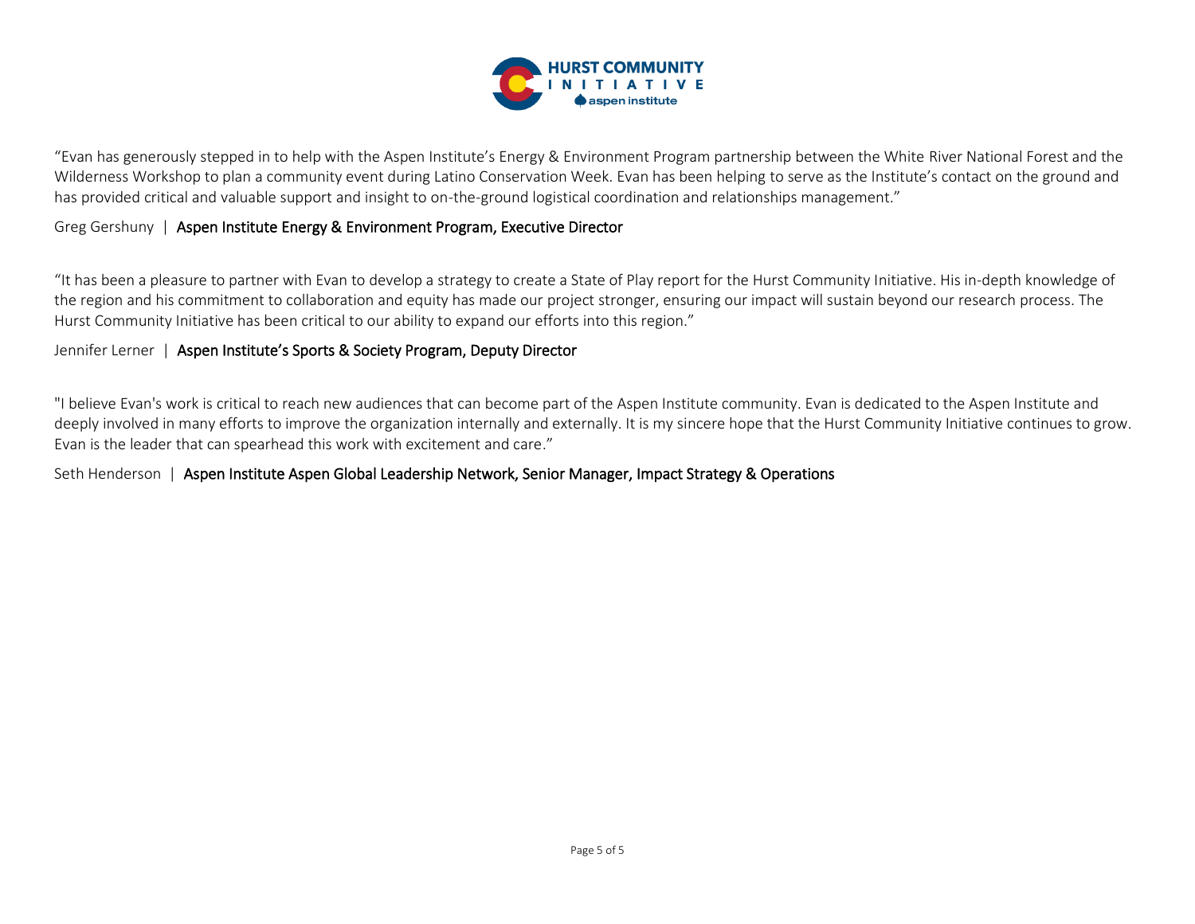"Evan has generously stepped in to help with the Aspen Institute's Energy & Environment Program partnership between the White River National Forest and the Wilderness Workshop to plan a community event during Latino Conservation Week. Evan has been helping to serve as the Institute's contact on the ground and has provided critical and valuable support and insight to on-the-ground logistical coordination and relationships management."

Greg Gershuny | **Aspen Institute Energy & Environment Program, Executive Director**

"It has been a pleasure to partner with Evan to develop a strategy to create a State of Play report for the Hurst Community Initiative. His in-depth knowledge of the region and his commitment to collaboration and equity has made our project stronger, ensuring our impact will sustain beyond our research process. The Hurst Community Initiative has been critical to our ability to expand our efforts into this region."

Jennifer Lerner | **Aspen Institute's Sports & Society Program, Deputy Director**

"I believe Evan's work is critical to reach new audiences that can become part of the Aspen Institute community. Evan is dedicated to the Aspen Institute and deeply involved in many efforts to improve the organization internally and externally. It is my sincere hope that the Hurst Community Initiative continues to grow. Evan is the leader that can spearhead this work with excitement and care."

Seth Henderson | **Aspen Institute Aspen Global Leadership Network, Senior Manager, Impact Strategy & Operations**